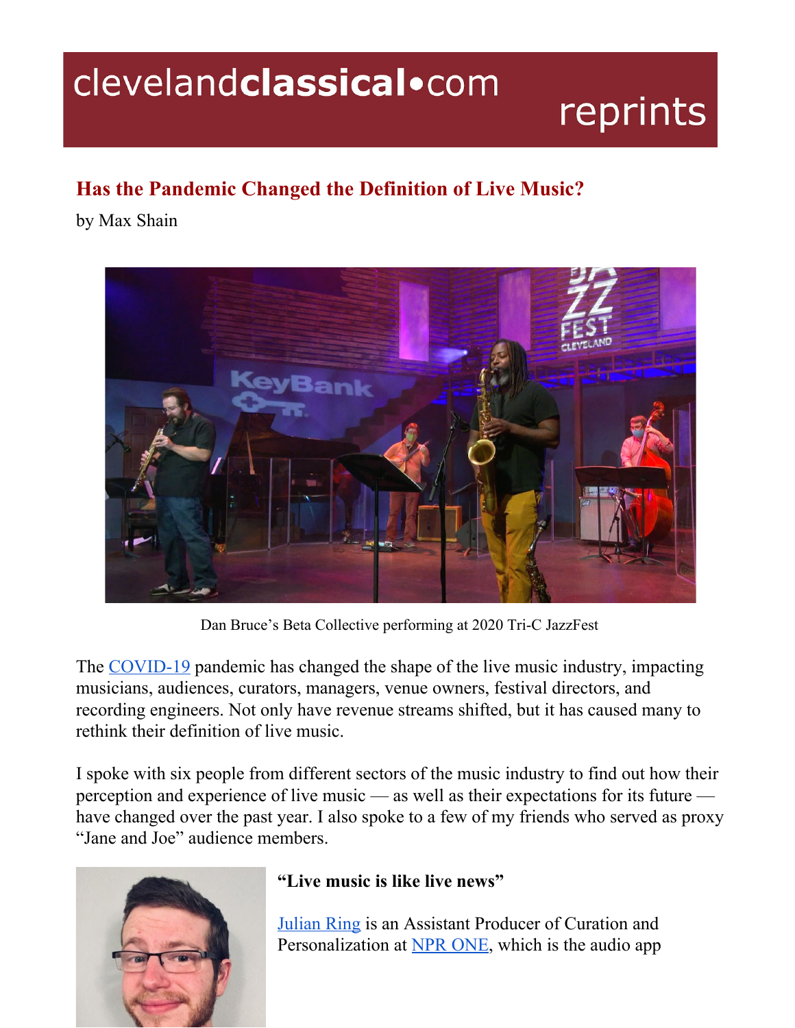# Has the Pandemic Changed the Definition of Live Music?

by Max Shain

Dan Bruce's Beta Collective performing at 2020 Tri-C JazzFest

The COVID-19 pandemic has changed the shape of the live music industry, impacting musicians, audiences, curators, managers, venue owners, festival directors, and recording engineers. Not only have revenue streams shifted, but it has caused many to rethink their definition of live music.

I spoke with six people from different sectors of the music industry to find out how their perception and experience of live music — as well as their expectations for its future — have changed over the past year. I also spoke to a few of my friends who served as proxy "Jane and Joe" audience members.

**"Live music is like live news"**

Julian Ring is an Assistant Producer of Curation and Personalization at NPR ONE, which is the audio app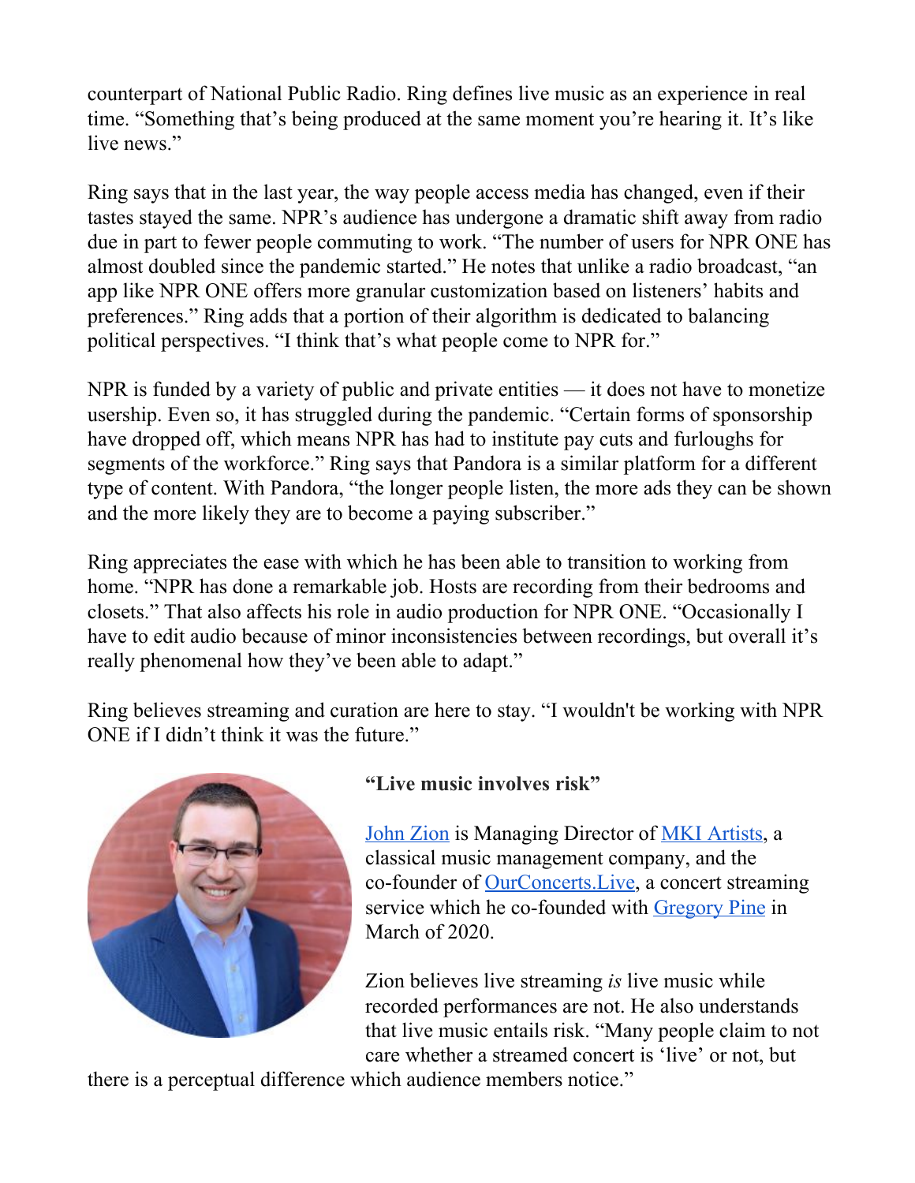counterpart of National Public Radio. Ring defines live music as an experience in real time. "Something that's being produced at the same moment you're hearing it. It's like live news."

Ring says that in the last year, the way people access media has changed, even if their tastes stayed the same. NPR's audience has undergone a dramatic shift away from radio due in part to fewer people commuting to work. "The number of users for NPR ONE has almost doubled since the pandemic started." He notes that unlike a radio broadcast, "an app like NPR ONE offers more granular customization based on listeners' habits and preferences." Ring adds that a portion of their algorithm is dedicated to balancing political perspectives. "I think that's what people come to NPR for."

NPR is funded by a variety of public and private entities — it does not have to monetize usership. Even so, it has struggled during the pandemic. "Certain forms of sponsorship have dropped off, which means NPR has had to institute pay cuts and furloughs for segments of the workforce." Ring says that Pandora is a similar platform for a different type of content. With Pandora, "the longer people listen, the more ads they can be shown and the more likely they are to become a paying subscriber."

Ring appreciates the ease with which he has been able to transition to working from home. "NPR has done a remarkable job. Hosts are recording from their bedrooms and closets." That also affects his role in audio production for NPR ONE. "Occasionally I have to edit audio because of minor inconsistencies between recordings, but overall it's really phenomenal how they've been able to adapt."

Ring believes streaming and curation are here to stay. "I wouldn't be working with NPR ONE if I didn't think it was the future."

**"Live music involves risk"**

John Zion is Managing Director of MKI Artists, a classical music management company, and the co-founder of OurConcerts.Live, a concert streaming service which he co-founded with Gregory Pine in March of 2020.

Zion believes live streaming *is* live music while recorded performances are not. He also understands that live music entails risk. "Many people claim to not care whether a streamed concert is 'live' or not, but there is a perceptual difference which audience members notice."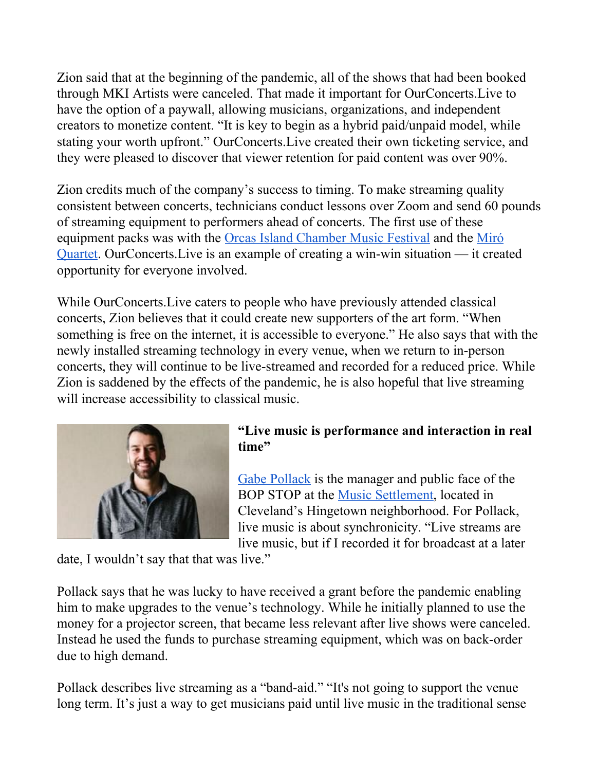Zion said that at the beginning of the pandemic, all of the shows that had been booked through MKI Artists were canceled. That made it important for OurConcerts.Live to have the option of a paywall, allowing musicians, organizations, and independent creators to monetize content. "It is key to begin as a hybrid paid/unpaid model, while stating your worth upfront." OurConcerts.Live created their own ticketing service, and they were pleased to discover that viewer retention for paid content was over 90%.

Zion credits much of the company's success to timing. To make streaming quality consistent between concerts, technicians conduct lessons over Zoom and send 60 pounds of streaming equipment to performers ahead of concerts. The first use of these equipment packs was with the [Orcas Island Chamber Music Festival]() and the [Miró Quartet](). OurConcerts.Live is an example of creating a win-win situation — it created opportunity for everyone involved.

While OurConcerts.Live caters to people who have previously attended classical concerts, Zion believes that it could create new supporters of the art form. "When something is free on the internet, it is accessible to everyone." He also says that with the newly installed streaming technology in every venue, when we return to in-person concerts, they will continue to be live-streamed and recorded for a reduced price. While Zion is saddened by the effects of the pandemic, he is also hopeful that live streaming will increase accessibility to classical music.

**"Live music is performance and interaction in real time"**

[Gabe Pollack]() is the manager and public face of the BOP STOP at the [Music Settlement](), located in Cleveland's Hingetown neighborhood. For Pollack, live music is about synchronicity. "Live streams are live music, but if I recorded it for broadcast at a later date, I wouldn't say that that was live."

Pollack says that he was lucky to have received a grant before the pandemic enabling him to make upgrades to the venue's technology. While he initially planned to use the money for a projector screen, that became less relevant after live shows were canceled. Instead he used the funds to purchase streaming equipment, which was on back-order due to high demand.

Pollack describes live streaming as a "band-aid." "It's not going to support the venue long term. It's just a way to get musicians paid until live music in the traditional sense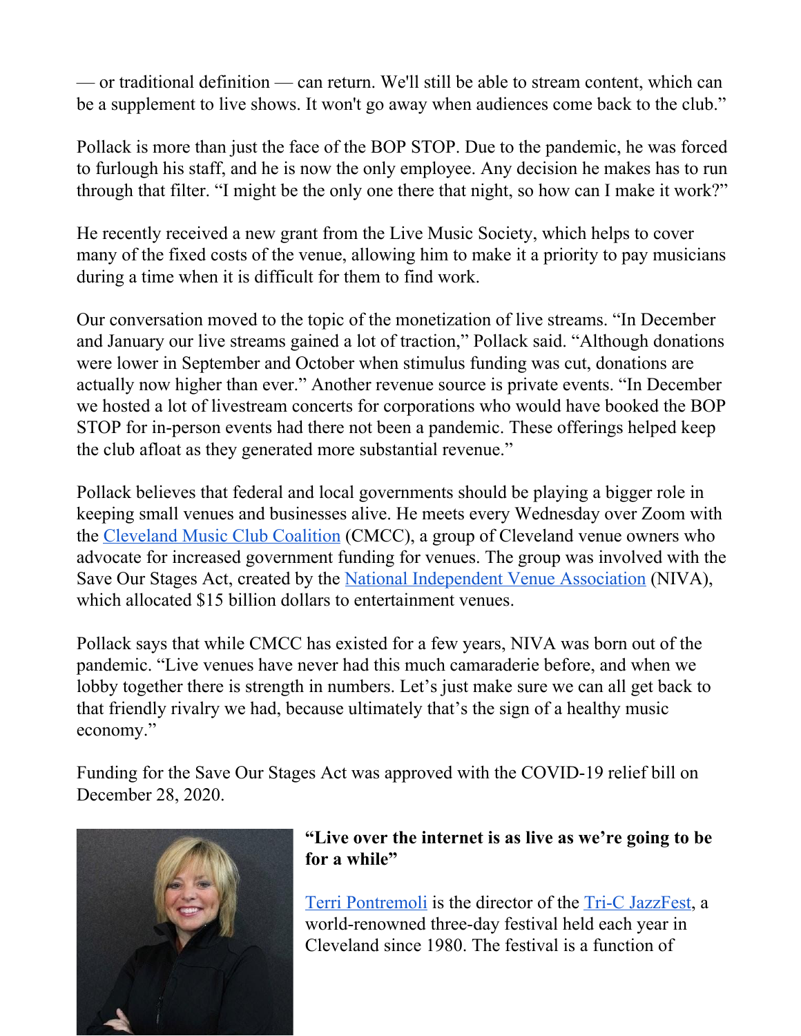— or traditional definition — can return. We'll still be able to stream content, which can be a supplement to live shows. It won't go away when audiences come back to the club."

Pollack is more than just the face of the BOP STOP. Due to the pandemic, he was forced to furlough his staff, and he is now the only employee. Any decision he makes has to run through that filter. "I might be the only one there that night, so how can I make it work?"

He recently received a new grant from the Live Music Society, which helps to cover many of the fixed costs of the venue, allowing him to make it a priority to pay musicians during a time when it is difficult for them to find work.

Our conversation moved to the topic of the monetization of live streams. "In December and January our live streams gained a lot of traction," Pollack said. "Although donations were lower in September and October when stimulus funding was cut, donations are actually now higher than ever." Another revenue source is private events. "In December we hosted a lot of livestream concerts for corporations who would have booked the BOP STOP for in-person events had there not been a pandemic. These offerings helped keep the club afloat as they generated more substantial revenue."

Pollack believes that federal and local governments should be playing a bigger role in keeping small venues and businesses alive. He meets every Wednesday over Zoom with the Cleveland Music Club Coalition (CMCC), a group of Cleveland venue owners who advocate for increased government funding for venues. The group was involved with the Save Our Stages Act, created by the National Independent Venue Association (NIVA), which allocated $15 billion dollars to entertainment venues.

Pollack says that while CMCC has existed for a few years, NIVA was born out of the pandemic. "Live venues have never had this much camaraderie before, and when we lobby together there is strength in numbers. Let's just make sure we can all get back to that friendly rivalry we had, because ultimately that's the sign of a healthy music economy."

Funding for the Save Our Stages Act was approved with the COVID-19 relief bill on December 28, 2020.

**"Live over the internet is as live as we're going to be for a while"**

Terri Pontremoli is the director of the Tri-C JazzFest, a world-renowned three-day festival held each year in Cleveland since 1980. The festival is a function of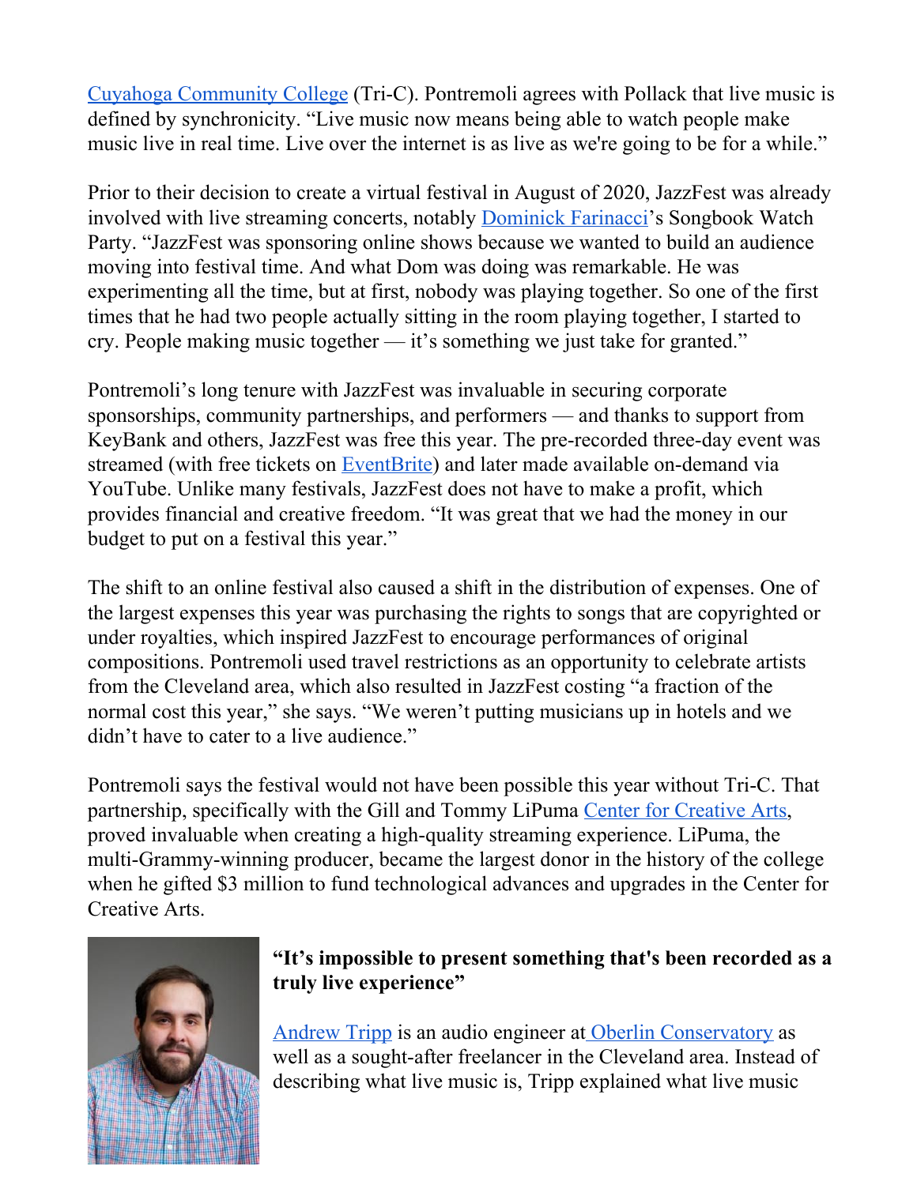Cuyahoga Community College (Tri-C). Pontremoli agrees with Pollack that live music is defined by synchronicity. “Live music now means being able to watch people make music live in real time. Live over the internet is as live as we're going to be for a while.”

Prior to their decision to create a virtual festival in August of 2020, JazzFest was already involved with live streaming concerts, notably Dominick Farinacci’s Songbook Watch Party. “JazzFest was sponsoring online shows because we wanted to build an audience moving into festival time. And what Dom was doing was remarkable. He was experimenting all the time, but at first, nobody was playing together. So one of the first times that he had two people actually sitting in the room playing together, I started to cry. People making music together — it’s something we just take for granted.”

Pontremoli’s long tenure with JazzFest was invaluable in securing corporate sponsorships, community partnerships, and performers — and thanks to support from KeyBank and others, JazzFest was free this year. The pre-recorded three-day event was streamed (with free tickets on EventBrite) and later made available on-demand via YouTube. Unlike many festivals, JazzFest does not have to make a profit, which provides financial and creative freedom. “It was great that we had the money in our budget to put on a festival this year.”

The shift to an online festival also caused a shift in the distribution of expenses. One of the largest expenses this year was purchasing the rights to songs that are copyrighted or under royalties, which inspired JazzFest to encourage performances of original compositions. Pontremoli used travel restrictions as an opportunity to celebrate artists from the Cleveland area, which also resulted in JazzFest costing “a fraction of the normal cost this year,” she says. “We weren’t putting musicians up in hotels and we didn’t have to cater to a live audience.”

Pontremoli says the festival would not have been possible this year without Tri-C. That partnership, specifically with the Gill and Tommy LiPuma Center for Creative Arts, proved invaluable when creating a high-quality streaming experience. LiPuma, the multi-Grammy-winning producer, became the largest donor in the history of the college when he gifted $3 million to fund technological advances and upgrades in the Center for Creative Arts.

**“It’s impossible to present something that's been recorded as a truly live experience”**

Andrew Tripp is an audio engineer at Oberlin Conservatory as well as a sought-after freelancer in the Cleveland area. Instead of describing what live music is, Tripp explained what live music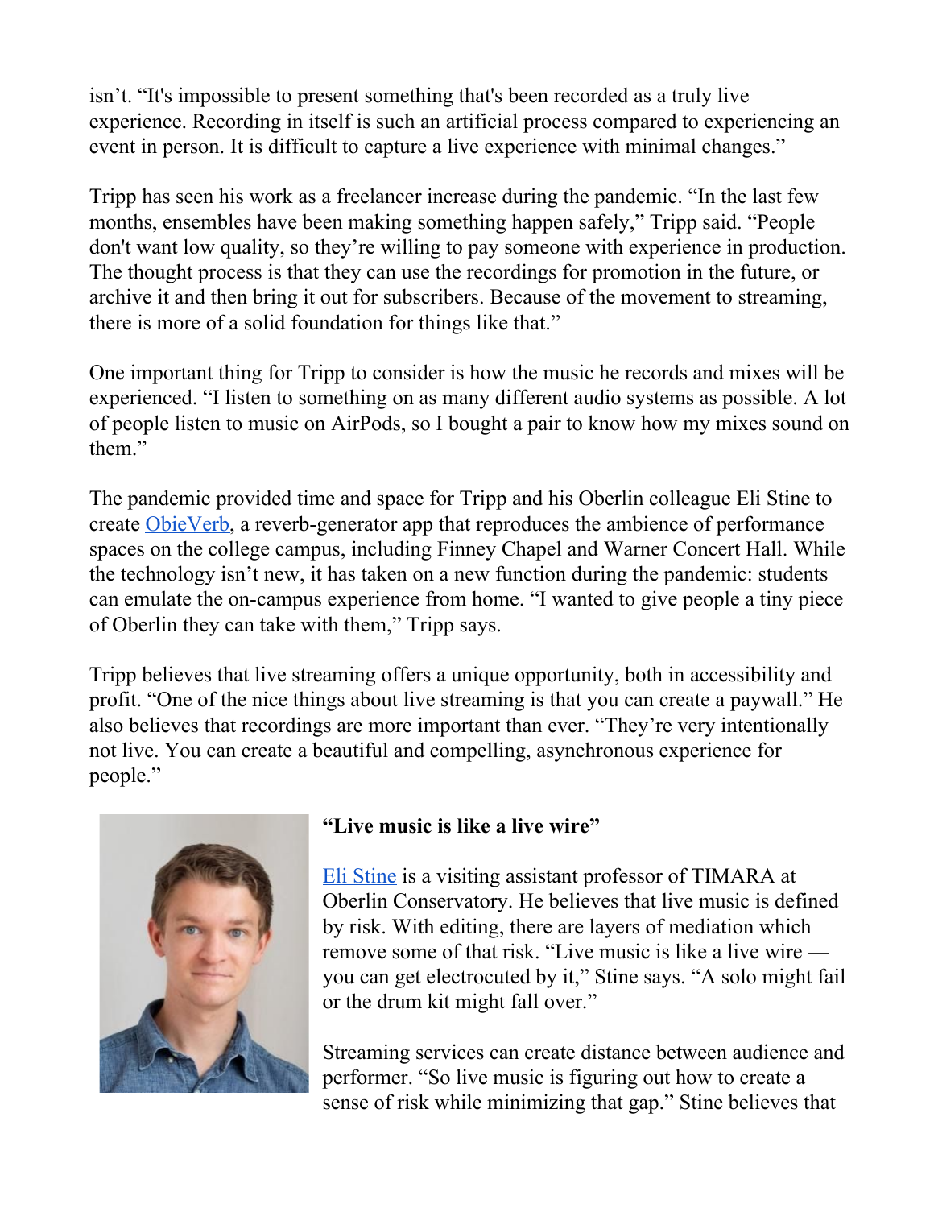isn't. "It's impossible to present something that's been recorded as a truly live experience. Recording in itself is such an artificial process compared to experiencing an event in person. It is difficult to capture a live experience with minimal changes."

Tripp has seen his work as a freelancer increase during the pandemic. "In the last few months, ensembles have been making something happen safely," Tripp said. "People don't want low quality, so they're willing to pay someone with experience in production. The thought process is that they can use the recordings for promotion in the future, or archive it and then bring it out for subscribers. Because of the movement to streaming, there is more of a solid foundation for things like that."

One important thing for Tripp to consider is how the music he records and mixes will be experienced. "I listen to something on as many different audio systems as possible. A lot of people listen to music on AirPods, so I bought a pair to know how my mixes sound on them."

The pandemic provided time and space for Tripp and his Oberlin colleague Eli Stine to create ObieVerb, a reverb-generator app that reproduces the ambience of performance spaces on the college campus, including Finney Chapel and Warner Concert Hall. While the technology isn't new, it has taken on a new function during the pandemic: students can emulate the on-campus experience from home. "I wanted to give people a tiny piece of Oberlin they can take with them," Tripp says.

Tripp believes that live streaming offers a unique opportunity, both in accessibility and profit. "One of the nice things about live streaming is that you can create a paywall." He also believes that recordings are more important than ever. "They're very intentionally not live. You can create a beautiful and compelling, asynchronous experience for people."

**"Live music is like a live wire"**

Eli Stine is a visiting assistant professor of TIMARA at Oberlin Conservatory. He believes that live music is defined by risk. With editing, there are layers of mediation which remove some of that risk. "Live music is like a live wire — you can get electrocuted by it," Stine says. "A solo might fail or the drum kit might fall over."

Streaming services can create distance between audience and performer. "So live music is figuring out how to create a sense of risk while minimizing that gap." Stine believes that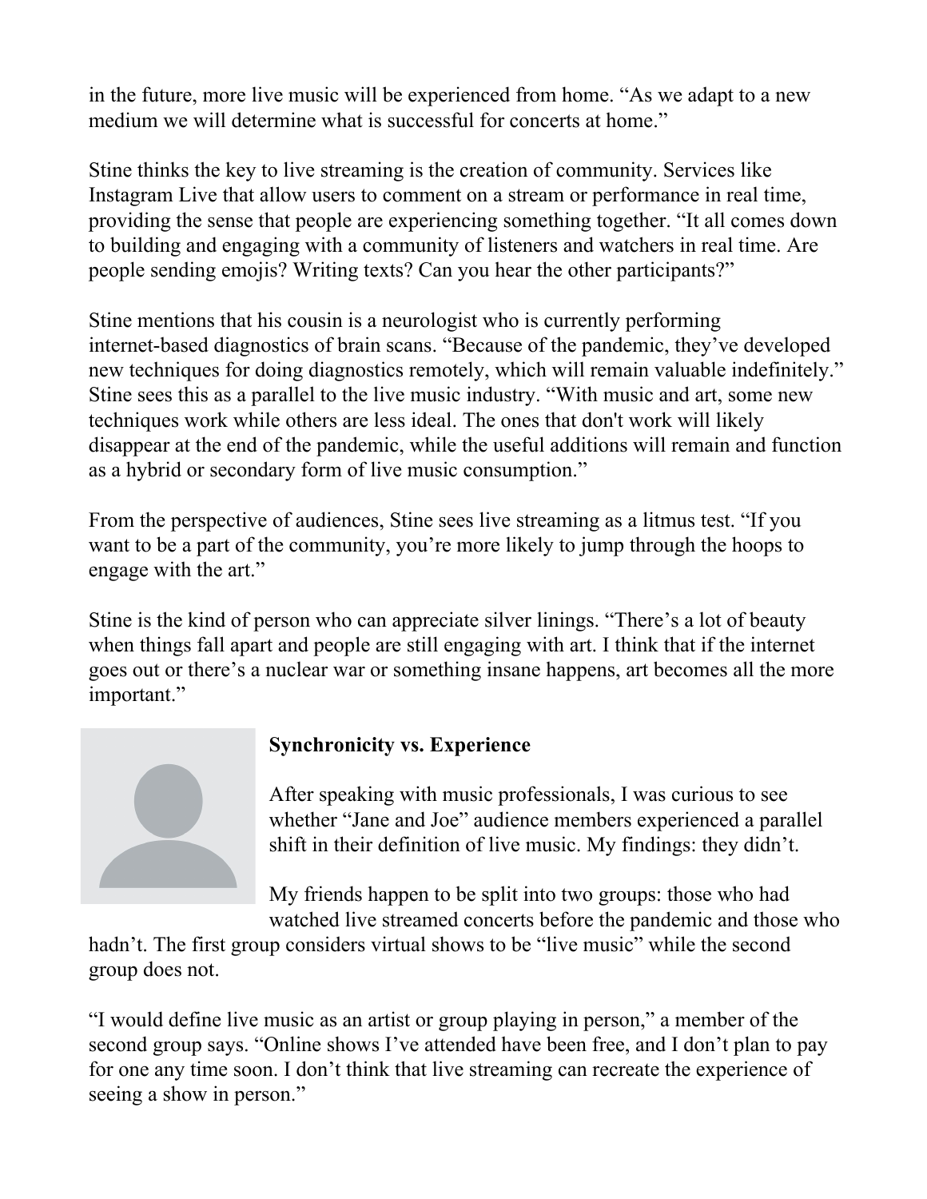in the future, more live music will be experienced from home. "As we adapt to a new medium we will determine what is successful for concerts at home."

Stine thinks the key to live streaming is the creation of community. Services like Instagram Live that allow users to comment on a stream or performance in real time, providing the sense that people are experiencing something together. "It all comes down to building and engaging with a community of listeners and watchers in real time. Are people sending emojis? Writing texts? Can you hear the other participants?"

Stine mentions that his cousin is a neurologist who is currently performing internet-based diagnostics of brain scans. "Because of the pandemic, they've developed new techniques for doing diagnostics remotely, which will remain valuable indefinitely." Stine sees this as a parallel to the live music industry. "With music and art, some new techniques work while others are less ideal. The ones that don't work will likely disappear at the end of the pandemic, while the useful additions will remain and function as a hybrid or secondary form of live music consumption."

From the perspective of audiences, Stine sees live streaming as a litmus test. "If you want to be a part of the community, you're more likely to jump through the hoops to engage with the art."

Stine is the kind of person who can appreciate silver linings. "There's a lot of beauty when things fall apart and people are still engaging with art. I think that if the internet goes out or there's a nuclear war or something insane happens, art becomes all the more important."

**Synchronicity vs. Experience**

After speaking with music professionals, I was curious to see whether "Jane and Joe" audience members experienced a parallel shift in their definition of live music. My findings: they didn't.

My friends happen to be split into two groups: those who had watched live streamed concerts before the pandemic and those who hadn't. The first group considers virtual shows to be "live music" while the second group does not.

"I would define live music as an artist or group playing in person," a member of the second group says. "Online shows I've attended have been free, and I don't plan to pay for one any time soon. I don't think that live streaming can recreate the experience of seeing a show in person."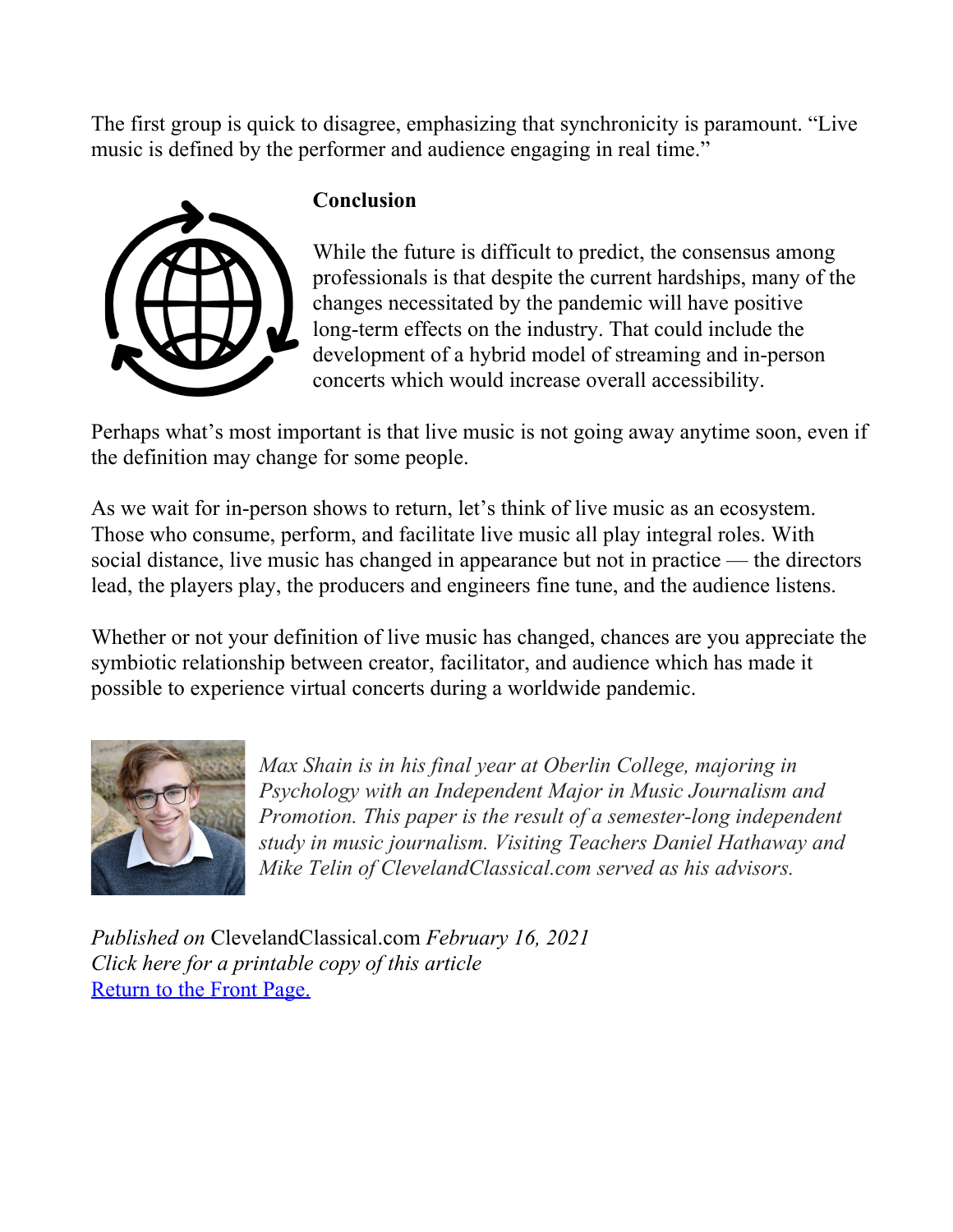The first group is quick to disagree, emphasizing that synchronicity is paramount. "Live music is defined by the performer and audience engaging in real time."

**Conclusion**

While the future is difficult to predict, the consensus among professionals is that despite the current hardships, many of the changes necessitated by the pandemic will have positive long-term effects on the industry. That could include the development of a hybrid model of streaming and in-person concerts which would increase overall accessibility.

Perhaps what's most important is that live music is not going away anytime soon, even if the definition may change for some people.

As we wait for in-person shows to return, let's think of live music as an ecosystem. Those who consume, perform, and facilitate live music all play integral roles. With social distance, live music has changed in appearance but not in practice — the directors lead, the players play, the producers and engineers fine tune, and the audience listens.

Whether or not your definition of live music has changed, chances are you appreciate the symbiotic relationship between creator, facilitator, and audience which has made it possible to experience virtual concerts during a worldwide pandemic.

*Max Shain is in his final year at Oberlin College, majoring in Psychology with an Independent Major in Music Journalism and Promotion. This paper is the result of a semester-long independent study in music journalism. Visiting Teachers Daniel Hathaway and Mike Telin of ClevelandClassical.com served as his advisors.*

*Published on* ClevelandClassical.com *February 16, 2021*
*Click here for a printable copy of this article*
[Return to the Front Page.]()